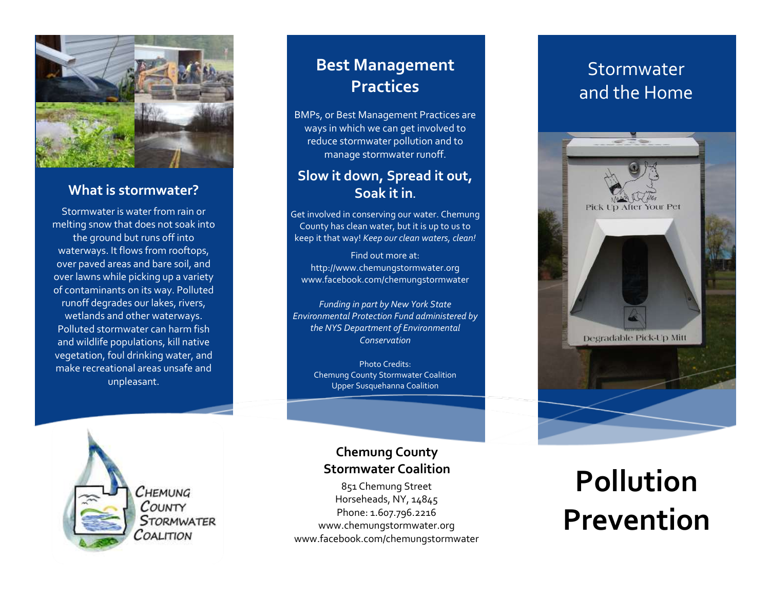## What is stormwater?

Stormwater is water from rain or melting snow that does not soak into the ground but runs off into waterways. It flows from rooftops, over paved areas and bare soil, and over lawns while picking up a variety of contaminants on its way. Polluted runoff degrades our lakes, rivers, wetlands and other waterways. Polluted stormwater can harm fish and wildlife populations, kill native vegetation, foul drinking water, and make recreational areas unsafe and unpleasant.

CHEMUNG COUNTY STORMWATER COALITION

## Best Management Practices

BMPs, or Best Management Practices are ways in which we can get involved to reduce stormwater pollution and to manage stormwater runoff.

### Slow it down, Spread it out, Soak it in.

Get involved in conserving our water. Chemung County has clean water, but it is up to us to keep it that way! *Keep our clean waters, clean!*

Find out more at:
http://www.chemungstormwater.org
www.facebook.com/chemungstormwater

*Funding in part by New York State Environmental Protection Fund administered by the NYS Department of Environmental Conservation*

Photo Credits:
Chemung County Stormwater Coalition
Upper Susquehanna Coalition

**Chemung County Stormwater Coalition**

851 Chemung Street
Horseheads, NY, 14845
Phone: 1.607.796.2216
www.chemungstormwater.org
www.facebook.com/chemungstormwater

# Stormwater and the Home

Pick Up After Your Pet

Degradable Pick-Up Mitt

# Pollution Prevention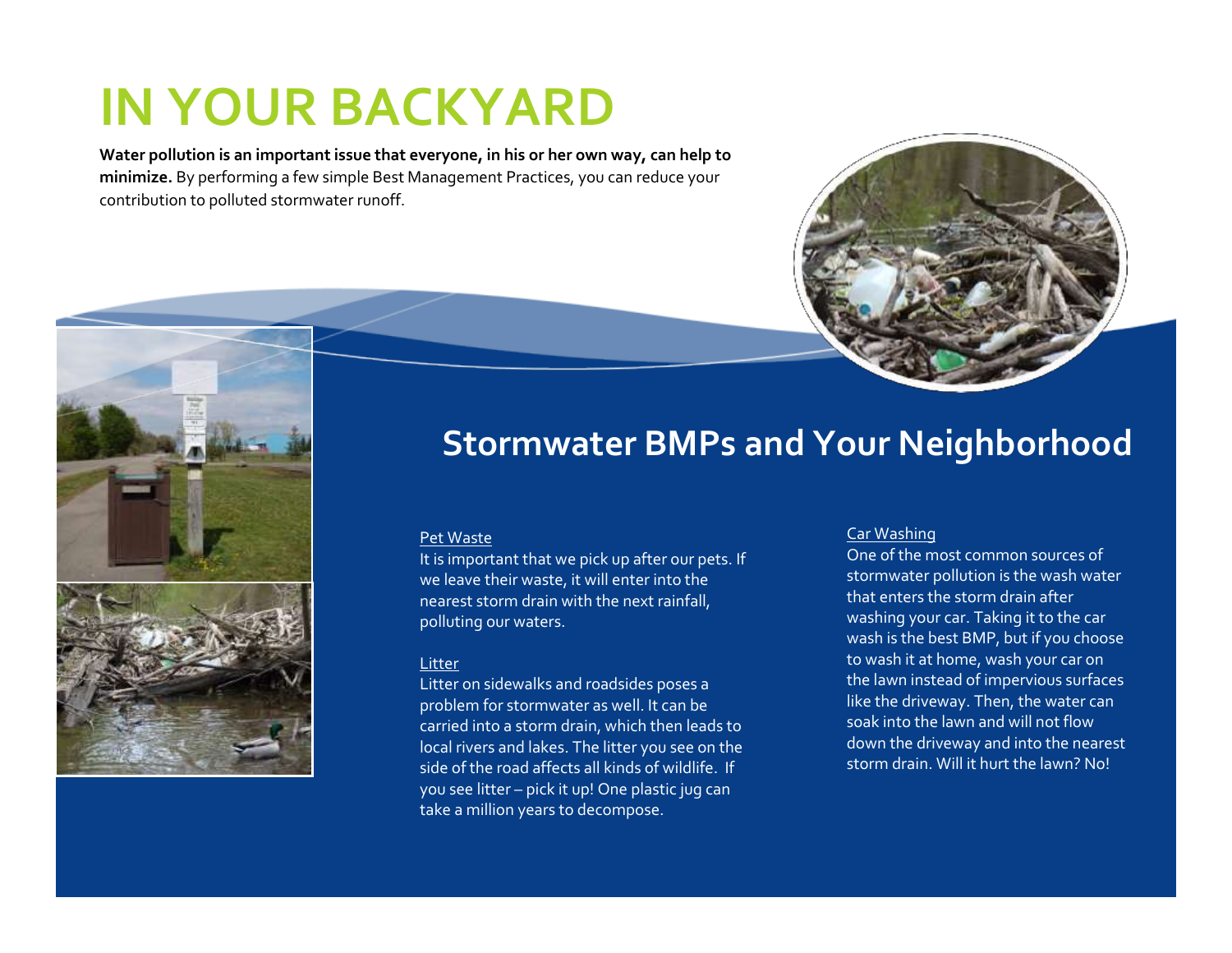# IN YOUR BACKYARD

**Water pollution is an important issue that everyone, in his or her own way, can help to minimize.** By performing a few simple Best Management Practices, you can reduce your contribution to polluted stormwater runoff.

## Stormwater BMPs and Your Neighborhood

Pet Waste

It is important that we pick up after our pets. If we leave their waste, it will enter into the nearest storm drain with the next rainfall, polluting our waters.

Litter

Litter on sidewalks and roadsides poses a problem for stormwater as well. It can be carried into a storm drain, which then leads to local rivers and lakes. The litter you see on the side of the road affects all kinds of wildlife. If you see litter – pick it up! One plastic jug can take a million years to decompose.

Car Washing

One of the most common sources of stormwater pollution is the wash water that enters the storm drain after washing your car. Taking it to the car wash is the best BMP, but if you choose to wash it at home, wash your car on the lawn instead of impervious surfaces like the driveway. Then, the water can soak into the lawn and will not flow down the driveway and into the nearest storm drain. Will it hurt the lawn? No!